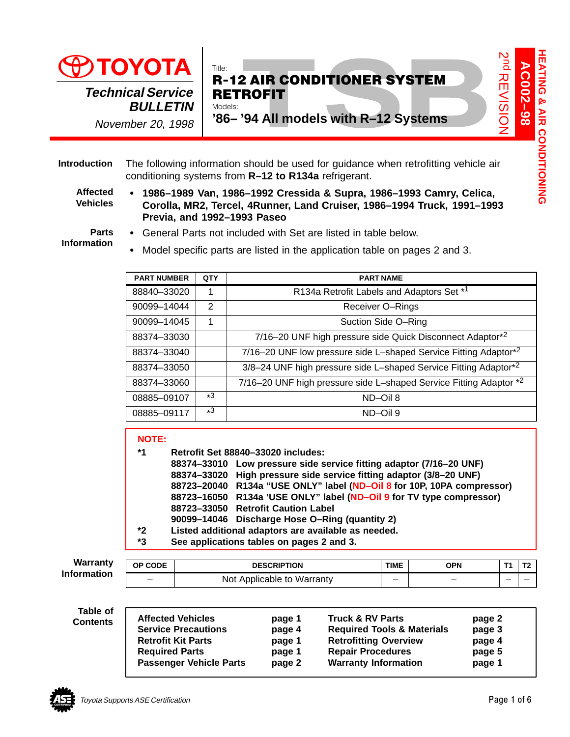# TOYOTA Technical Service BULLETIN

November 20, 1998

Title:
## R-12 AIR CONDITIONER SYSTEM RETROFIT

Models:
**'86– '94 All models with R–12 Systems**

**AC002–98**
2nd REVISION
HEATING & AIR CONDITIONING

**Introduction**

The following information should be used for guidance when retrofitting vehicle air conditioning systems from **R–12 to R134a** refrigerant.

**Affected Vehicles**

- **1986–1989 Van, 1986–1992 Cressida & Supra, 1986–1993 Camry, Celica, Corolla, MR2, Tercel, 4Runner, Land Cruiser, 1986–1994 Truck, 1991–1993 Previa, and 1992–1993 Paseo**

**Parts Information**

- General Parts not included with Set are listed in table below.
- Model specific parts are listed in the application table on pages 2 and 3.

| PART NUMBER | QTY | PART NAME |
|---|---|---|
| 88840–33020 | 1 | R134a Retrofit Labels and Adaptors Set *1 |
| 90099–14044 | 2 | Receiver O–Rings |
| 90099–14045 | 1 | Suction Side O–Ring |
| 88374–33030 | | 7/16–20 UNF high pressure side Quick Disconnect Adaptor*2 |
| 88374–33040 | | 7/16–20 UNF low pressure side L–shaped Service Fitting Adaptor*2 |
| 88374–33050 | | 3/8–24 UNF high pressure side L–shaped Service Fitting Adaptor*2 |
| 88374–33060 | | 7/16–20 UNF high pressure side L–shaped Service Fitting Adaptor *2 |
| 08885–09107 | *3 | ND–Oil 8 |
| 08885–09117 | *3 | ND–Oil 9 |

**NOTE:**

**\*1** **Retrofit Set 88840–33020 includes:**
- **88374–33010 Low pressure side service fitting adaptor (7/16–20 UNF)**
- **88374–33020 High pressure side service fitting adaptor (3/8–20 UNF)**
- **88723–20040 R134a "USE ONLY" label (ND–Oil 8 for 10P, 10PA compressor)**
- **88723–16050 R134a 'USE ONLY" label (ND–Oil 9 for TV type compressor)**
- **88723–33050 Retrofit Caution Label**
- **90099–14046 Discharge Hose O–Ring (quantity 2)**

**\*2** **Listed additional adaptors are available as needed.**

**\*3** **See applications tables on pages 2 and 3.**

**Warranty Information**

| OP CODE | DESCRIPTION | TIME | OPN | T1 | T2 |
|---|---|---|---|---|---|
| – | Not Applicable to Warranty | – | – | – | – |

**Table of Contents**

| | | | |
|---|---|---|---|
| **Affected Vehicles** | **page 1** | **Truck & RV Parts** | **page 2** |
| **Service Precautions** | **page 4** | **Required Tools & Materials** | **page 3** |
| **Retrofit Kit Parts** | **page 1** | **Retrofitting Overview** | **page 4** |
| **Required Parts** | **page 1** | **Repair Procedures** | **page 5** |
| **Passenger Vehicle Parts** | **page 2** | **Warranty Information** | **page 1** |

*Toyota Supports ASE Certification*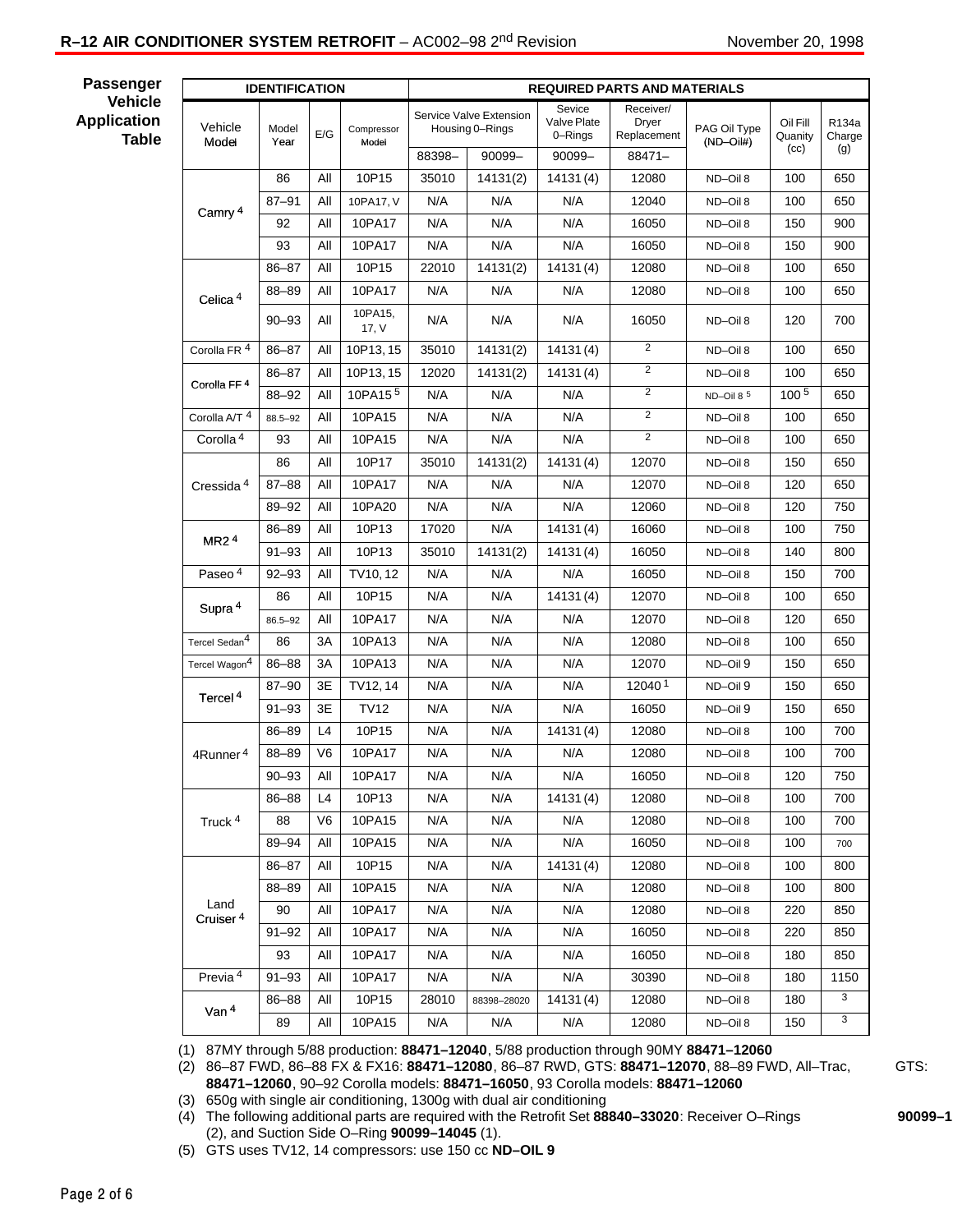## Passenger Vehicle Application Table

| IDENTIFICATION | | | | REQUIRED PARTS AND MATERIALS | | | | | | |
|---|---|---|---|---|---|---|---|---|---|---|
| Vehicle Model | Model Year | E/G | Compressor Model | Service Valve Extension Housing 0–Rings | | Sevice Valve Plate 0–Rings | Receiver/ Dryer Replacement | PAG Oil Type (ND–Oil#) | Oil Fill Quanity (cc) | R134a Charge (g) |
| | | | | 88398– | 90099– | 90099– | 88471– | | | |
| Camry [4] | 86 | All | 10P15 | 35010 | 14131(2) | 14131 (4) | 12080 | ND–Oil 8 | 100 | 650 |
| | 87–91 | All | 10PA17, V | N/A | N/A | N/A | 12040 | ND–Oil 8 | 100 | 650 |
| | 92 | All | 10PA17 | N/A | N/A | N/A | 16050 | ND–Oil 8 | 150 | 900 |
| | 93 | All | 10PA17 | N/A | N/A | N/A | 16050 | ND–Oil 8 | 150 | 900 |
| Celica [4] | 86–87 | All | 10P15 | 22010 | 14131(2) | 14131 (4) | 12080 | ND–Oil 8 | 100 | 650 |
| | 88–89 | All | 10PA17 | N/A | N/A | N/A | 12080 | ND–Oil 8 | 100 | 650 |
| | 90–93 | All | 10PA15, 17, V | N/A | N/A | N/A | 16050 | ND–Oil 8 | 120 | 700 |
| Corolla FR [4] | 86–87 | All | 10P13, 15 | 35010 | 14131(2) | 14131 (4) | [2] | ND–Oil 8 | 100 | 650 |
| Corolla FF [4] | 86–87 | All | 10P13, 15 | 12020 | 14131(2) | 14131 (4) | [2] | ND–Oil 8 | 100 | 650 |
| | 88–92 | All | 10PA15 [5] | N/A | N/A | N/A | [2] | ND–Oil 8 [5] | 100 [5] | 650 |
| Corolla A/T [4] | 88.5–92 | All | 10PA15 | N/A | N/A | N/A | [2] | ND–Oil 8 | 100 | 650 |
| Corolla [4] | 93 | All | 10PA15 | N/A | N/A | N/A | [2] | ND–Oil 8 | 100 | 650 |
| Cressida [4] | 86 | All | 10P17 | 35010 | 14131(2) | 14131 (4) | 12070 | ND–Oil 8 | 150 | 650 |
| | 87–88 | All | 10PA17 | N/A | N/A | N/A | 12070 | ND–Oil 8 | 120 | 650 |
| | 89–92 | All | 10PA20 | N/A | N/A | N/A | 12060 | ND–Oil 8 | 120 | 750 |
| MR2 [4] | 86–89 | All | 10P13 | 17020 | N/A | 14131 (4) | 16060 | ND–Oil 8 | 100 | 750 |
| | 91–93 | All | 10P13 | 35010 | 14131(2) | 14131 (4) | 16050 | ND–Oil 8 | 140 | 800 |
| Paseo [4] | 92–93 | All | TV10, 12 | N/A | N/A | N/A | 16050 | ND–Oil 8 | 150 | 700 |
| Supra [4] | 86 | All | 10P15 | N/A | N/A | 14131 (4) | 12070 | ND–Oil 8 | 100 | 650 |
| | 86.5–92 | All | 10PA17 | N/A | N/A | N/A | 12070 | ND–Oil 8 | 120 | 650 |
| Tercel Sedan [4] | 86 | 3A | 10PA13 | N/A | N/A | N/A | 12080 | ND–Oil 8 | 100 | 650 |
| Tercel Wagon [4] | 86–88 | 3A | 10PA13 | N/A | N/A | N/A | 12070 | ND–Oil 9 | 150 | 650 |
| Tercel [4] | 87–90 | 3E | TV12, 14 | N/A | N/A | N/A | 12040 [1] | ND–Oil 9 | 150 | 650 |
| | 91–93 | 3E | TV12 | N/A | N/A | N/A | 16050 | ND–Oil 9 | 150 | 650 |
| 4Runner [4] | 86–89 | L4 | 10P15 | N/A | N/A | 14131 (4) | 12080 | ND–Oil 8 | 100 | 700 |
| | 88–89 | V6 | 10PA17 | N/A | N/A | N/A | 12080 | ND–Oil 8 | 100 | 700 |
| | 90–93 | All | 10PA17 | N/A | N/A | N/A | 16050 | ND–Oil 8 | 120 | 750 |
| Truck [4] | 86–88 | L4 | 10P13 | N/A | N/A | 14131 (4) | 12080 | ND–Oil 8 | 100 | 700 |
| | 88 | V6 | 10PA15 | N/A | N/A | N/A | 12080 | ND–Oil 8 | 100 | 700 |
| | 89–94 | All | 10PA15 | N/A | N/A | N/A | 16050 | ND–Oil 8 | 100 | 700 |
| Land Cruiser [4] | 86–87 | All | 10P15 | N/A | N/A | 14131 (4) | 12080 | ND–Oil 8 | 100 | 800 |
| | 88–89 | All | 10PA15 | N/A | N/A | N/A | 12080 | ND–Oil 8 | 100 | 800 |
| | 90 | All | 10PA17 | N/A | N/A | N/A | 12080 | ND–Oil 8 | 220 | 850 |
| | 91–92 | All | 10PA17 | N/A | N/A | N/A | 16050 | ND–Oil 8 | 220 | 850 |
| | 93 | All | 10PA17 | N/A | N/A | N/A | 16050 | ND–Oil 8 | 180 | 850 |
| Previa [4] | 91–93 | All | 10PA17 | N/A | N/A | N/A | 30390 | ND–Oil 8 | 180 | 1150 |
| Van [4] | 86–88 | All | 10P15 | 28010 | 88398–28020 | 14131 (4) | 12080 | ND–Oil 8 | 180 | [3] |
| | 89 | All | 10PA15 | N/A | N/A | N/A | 12080 | ND–Oil 8 | 150 | [3] |

(1) 87MY through 5/88 production: **88471–12040**, 5/88 production through 90MY **88471–12060**

(2) 86–87 FWD, 86–88 FX & FX16: **88471–12080**, 86–87 RWD, GTS: **88471–12070**, 88–89 FWD, All–Trac, GTS: **88471–12060**, 90–92 Corolla models: **88471–16050**, 93 Corolla models: **88471–12060**

(3) 650g with single air conditioning, 1300g with dual air conditioning

(4) The following additional parts are required with the Retrofit Set **88840–33020**: Receiver O–Rings **90099–1** (2), and Suction Side O–Ring **90099–14045** (1).

(5) GTS uses TV12, 14 compressors: use 150 cc **ND–OIL 9**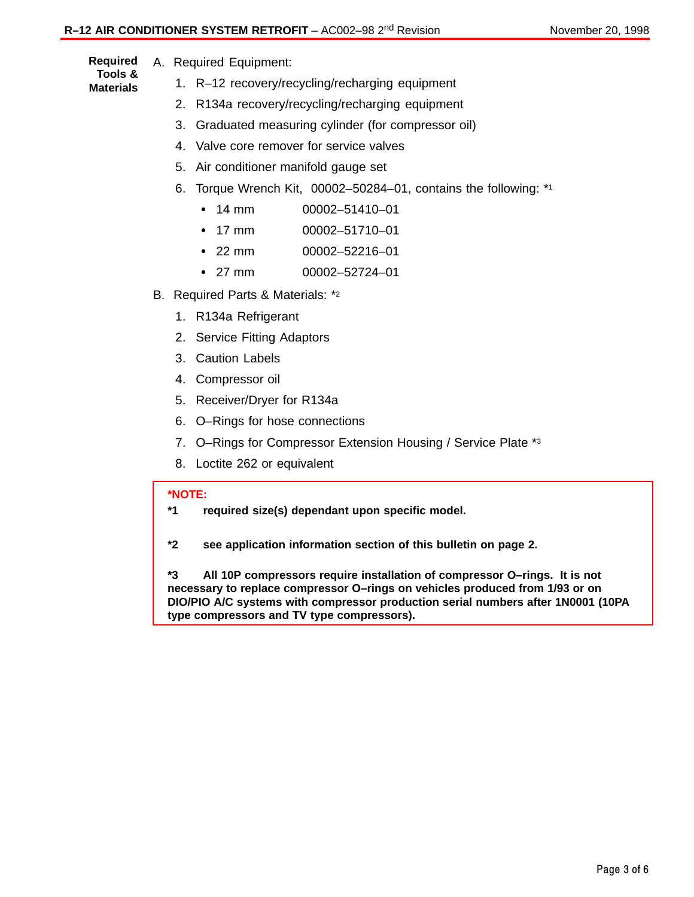**Required Tools & Materials**

A. Required Equipment:

1. R–12 recovery/recycling/recharging equipment
2. R134a recovery/recycling/recharging equipment
3. Graduated measuring cylinder (for compressor oil)
4. Valve core remover for service valves
5. Air conditioner manifold gauge set
6. Torque Wrench Kit, 00002–50284–01, contains the following: *1
   - 14 mm 00002–51410–01
   - 17 mm 00002–51710–01
   - 22 mm 00002–52216–01
   - 27 mm 00002–52724–01

B. Required Parts & Materials: *2

1. R134a Refrigerant
2. Service Fitting Adaptors
3. Caution Labels
4. Compressor oil
5. Receiver/Dryer for R134a
6. O–Rings for hose connections
7. O–Rings for Compressor Extension Housing / Service Plate *3
8. Loctite 262 or equivalent

**\*NOTE:**

**\*1 required size(s) dependant upon specific model.**

**\*2 see application information section of this bulletin on page 2.**

**\*3 All 10P compressors require installation of compressor O–rings. It is not necessary to replace compressor O–rings on vehicles produced from 1/93 or on DIO/PIO A/C systems with compressor production serial numbers after 1N0001 (10PA type compressors and TV type compressors).**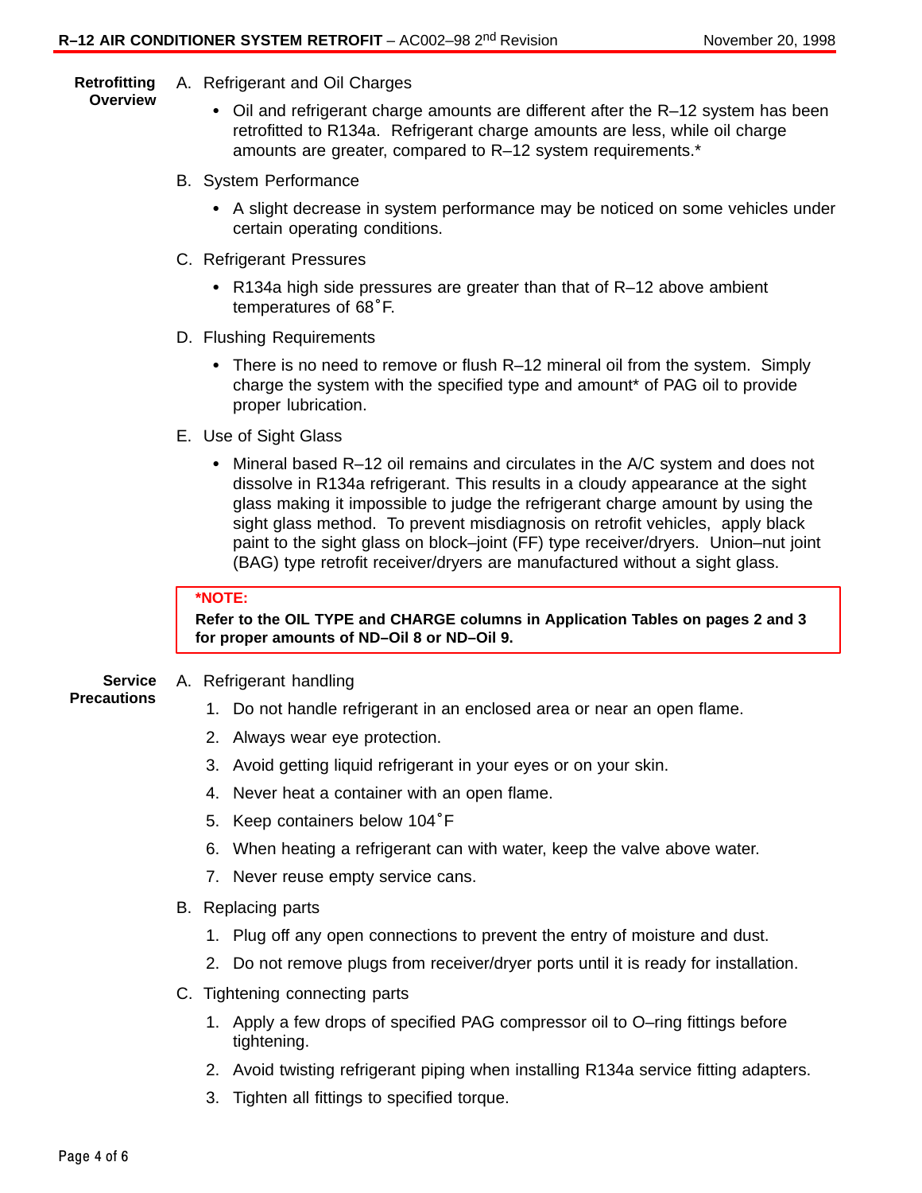## Retrofitting Overview

A. Refrigerant and Oil Charges

- Oil and refrigerant charge amounts are different after the R–12 system has been retrofitted to R134a. Refrigerant charge amounts are less, while oil charge amounts are greater, compared to R–12 system requirements.*

B. System Performance

- A slight decrease in system performance may be noticed on some vehicles under certain operating conditions.

C. Refrigerant Pressures

- R134a high side pressures are greater than that of R–12 above ambient temperatures of 68˚F.

D. Flushing Requirements

- There is no need to remove or flush R–12 mineral oil from the system. Simply charge the system with the specified type and amount* of PAG oil to provide proper lubrication.

E. Use of Sight Glass

- Mineral based R–12 oil remains and circulates in the A/C system and does not dissolve in R134a refrigerant. This results in a cloudy appearance at the sight glass making it impossible to judge the refrigerant charge amount by using the sight glass method. To prevent misdiagnosis on retrofit vehicles, apply black paint to the sight glass on block–joint (FF) type receiver/dryers. Union–nut joint (BAG) type retrofit receiver/dryers are manufactured without a sight glass.

> ***NOTE:**
> **Refer to the OIL TYPE and CHARGE columns in Application Tables on pages 2 and 3 for proper amounts of ND–Oil 8 or ND–Oil 9.**

## Service Precautions

A. Refrigerant handling

1. Do not handle refrigerant in an enclosed area or near an open flame.
2. Always wear eye protection.
3. Avoid getting liquid refrigerant in your eyes or on your skin.
4. Never heat a container with an open flame.
5. Keep containers below 104˚F
6. When heating a refrigerant can with water, keep the valve above water.
7. Never reuse empty service cans.

B. Replacing parts

1. Plug off any open connections to prevent the entry of moisture and dust.
2. Do not remove plugs from receiver/dryer ports until it is ready for installation.

C. Tightening connecting parts

1. Apply a few drops of specified PAG compressor oil to O–ring fittings before tightening.
2. Avoid twisting refrigerant piping when installing R134a service fitting adapters.
3. Tighten all fittings to specified torque.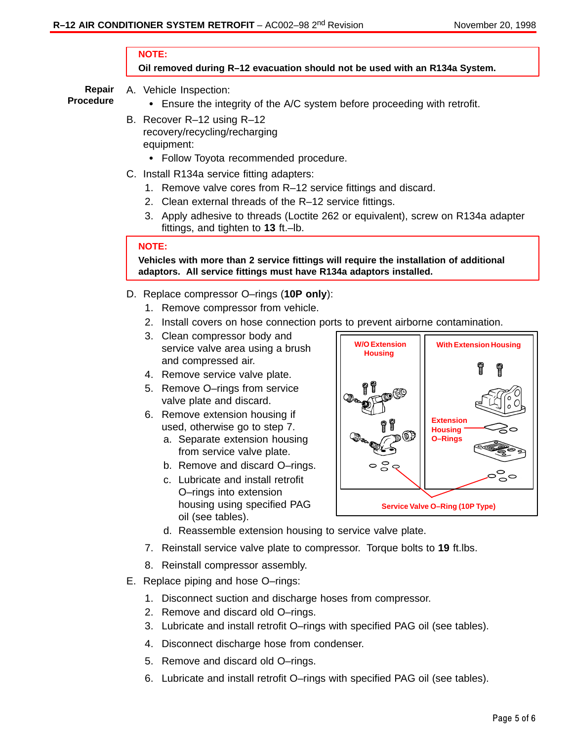> **NOTE:**
> **Oil removed during R–12 evacuation should not be used with an R134a System.**

**Repair Procedure**

A. Vehicle Inspection:
   - Ensure the integrity of the A/C system before proceeding with retrofit.

B. Recover R–12 using R–12 recovery/recycling/recharging equipment:
   - Follow Toyota recommended procedure.

C. Install R134a service fitting adapters:
   1. Remove valve cores from R–12 service fittings and discard.
   2. Clean external threads of the R–12 service fittings.
   3. Apply adhesive to threads (Loctite 262 or equivalent), screw on R134a adapter fittings, and tighten to **13** ft.–lb.

> **NOTE:**
> **Vehicles with more than 2 service fittings will require the installation of additional adaptors. All service fittings must have R134a adaptors installed.**

D. Replace compressor O–rings (**10P only**):
   1. Remove compressor from vehicle.
   2. Install covers on hose connection ports to prevent airborne contamination.
   3. Clean compressor body and service valve area using a brush and compressed air.
   4. Remove service valve plate.
   5. Remove O–rings from service valve plate and discard.
   6. Remove extension housing if used, otherwise go to step 7.
      a. Separate extension housing from service valve plate.
      b. Remove and discard O–rings.
      c. Lubricate and install retrofit O–rings into extension housing using specified PAG oil (see tables).
      d. Reassemble extension housing to service valve plate.
   7. Reinstall service valve plate to compressor. Torque bolts to **19** ft.lbs.
   8. Reinstall compressor assembly.

W/O Extension Housing | With Extension Housing | Extension Housing O–Rings | Service Valve O–Ring (10P Type)

E. Replace piping and hose O–rings:
   1. Disconnect suction and discharge hoses from compressor.
   2. Remove and discard old O–rings.
   3. Lubricate and install retrofit O–rings with specified PAG oil (see tables).
   4. Disconnect discharge hose from condenser.
   5. Remove and discard old O–rings.
   6. Lubricate and install retrofit O–rings with specified PAG oil (see tables).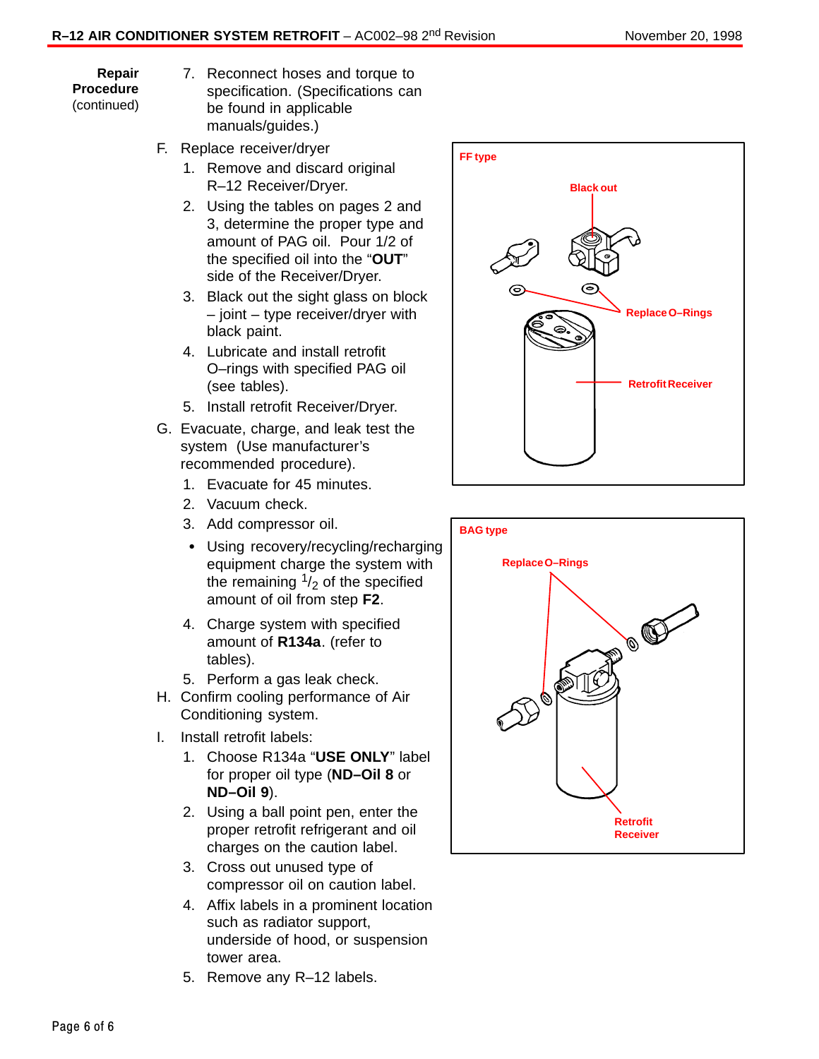**Repair Procedure** (continued)

7. Reconnect hoses and torque to specification. (Specifications can be found in applicable manuals/guides.)

F. Replace receiver/dryer
   1. Remove and discard original R–12 Receiver/Dryer.
   2. Using the tables on pages 2 and 3, determine the proper type and amount of PAG oil. Pour 1/2 of the specified oil into the "**OUT**" side of the Receiver/Dryer.
   3. Black out the sight glass on block – joint – type receiver/dryer with black paint.
   4. Lubricate and install retrofit O–rings with specified PAG oil (see tables).
   5. Install retrofit Receiver/Dryer.

G. Evacuate, charge, and leak test the system (Use manufacturer's recommended procedure).
   1. Evacuate for 45 minutes.
   2. Vacuum check.
   3. Add compressor oil.
      - Using recovery/recycling/recharging equipment charge the system with the remaining $^1/_2$ of the specified amount of oil from step **F2**.
   4. Charge system with specified amount of **R134a**. (refer to tables).
   5. Perform a gas leak check.

H. Confirm cooling performance of Air Conditioning system.

I. Install retrofit labels:
   1. Choose R134a "**USE ONLY**" label for proper oil type (**ND–Oil 8** or **ND–Oil 9**).
   2. Using a ball point pen, enter the proper retrofit refrigerant and oil charges on the caution label.
   3. Cross out unused type of compressor oil on caution label.
   4. Affix labels in a prominent location such as radiator support, underside of hood, or suspension tower area.
   5. Remove any R–12 labels.

FF type

Black out

Replace O–Rings

Retrofit Receiver

BAG type

Replace O–Rings

Retrofit Receiver